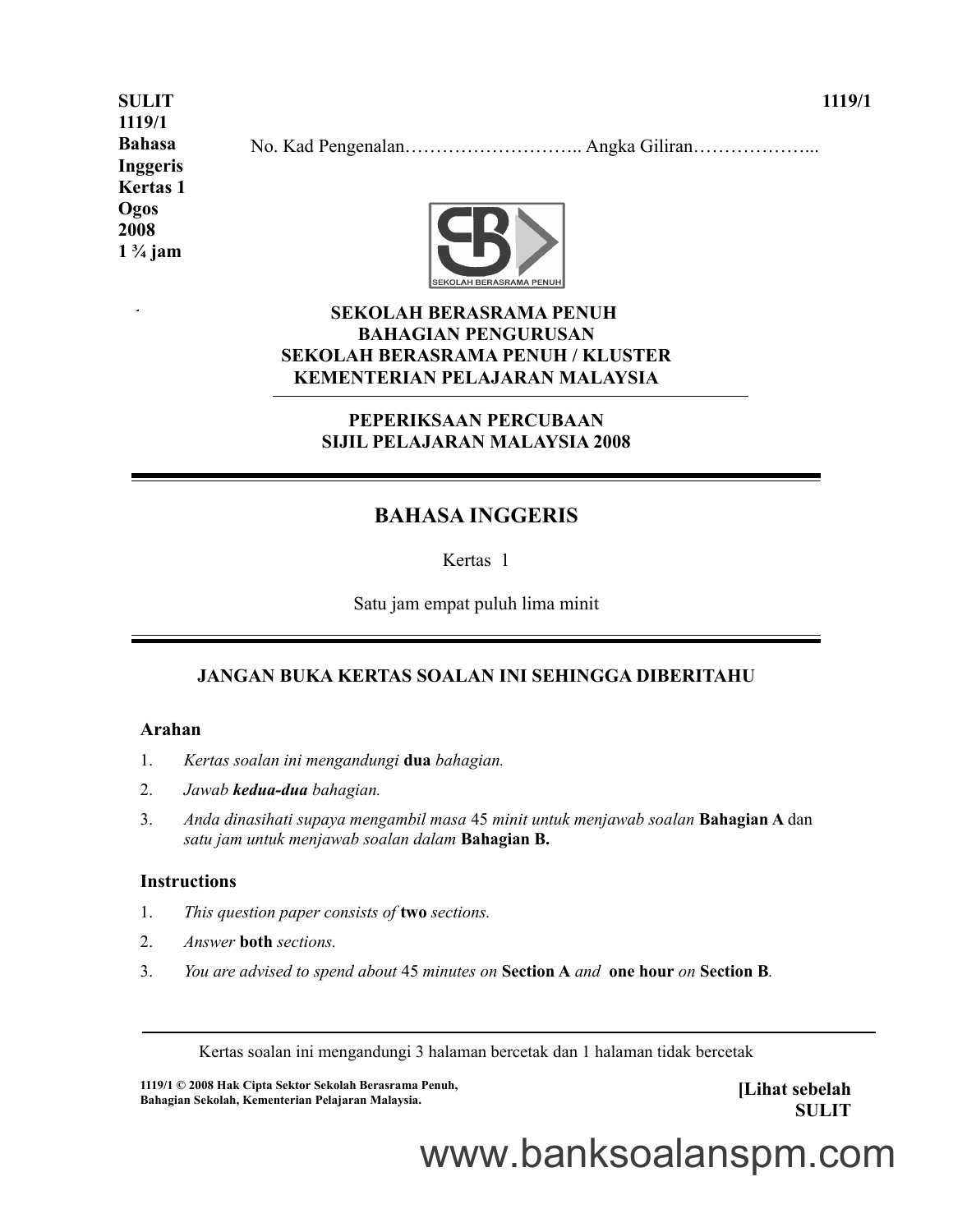**SULIT** **1119/1**

**1119/1**
**Bahasa Inggeris**
**Kertas 1**
**Ogos 2008**
**1 ¾ jam**

No. Kad Pengenalan……………………….. Angka Giliran………………...

**SEKOLAH BERASRAMA PENUH**
**BAHAGIAN PENGURUSAN**
**SEKOLAH BERASRAMA PENUH / KLUSTER**
**KEMENTERIAN PELAJARAN MALAYSIA**

**PEPERIKSAAN PERCUBAAN**
**SIJIL PELAJARAN MALAYSIA 2008**

# BAHASA INGGERIS

Kertas 1

Satu jam empat puluh lima minit

**JANGAN BUKA KERTAS SOALAN INI SEHINGGA DIBERITAHU**

### Arahan

1. *Kertas soalan ini mengandungi* **dua** *bahagian.*
2. *Jawab* ***kedua-dua*** *bahagian.*
3. *Anda dinasihati supaya mengambil masa* 45 *minit untuk menjawab soalan* **Bahagian A** dan *satu jam untuk menjawab soalan dalam* **Bahagian B.**

### Instructions

1. *This question paper consists of* **two** *sections.*
2. *Answer* **both** *sections.*
3. *You are advised to spend about* 45 *minutes on* **Section A** *and* **one hour** *on* **Section B**.

Kertas soalan ini mengandungi 3 halaman bercetak dan 1 halaman tidak bercetak

**1119/1 © 2008 Hak Cipta Sektor Sekolah Berasrama Penuh, Bahagian Sekolah, Kementerian Pelajaran Malaysia.**

**[Lihat sebelah**
**SULIT**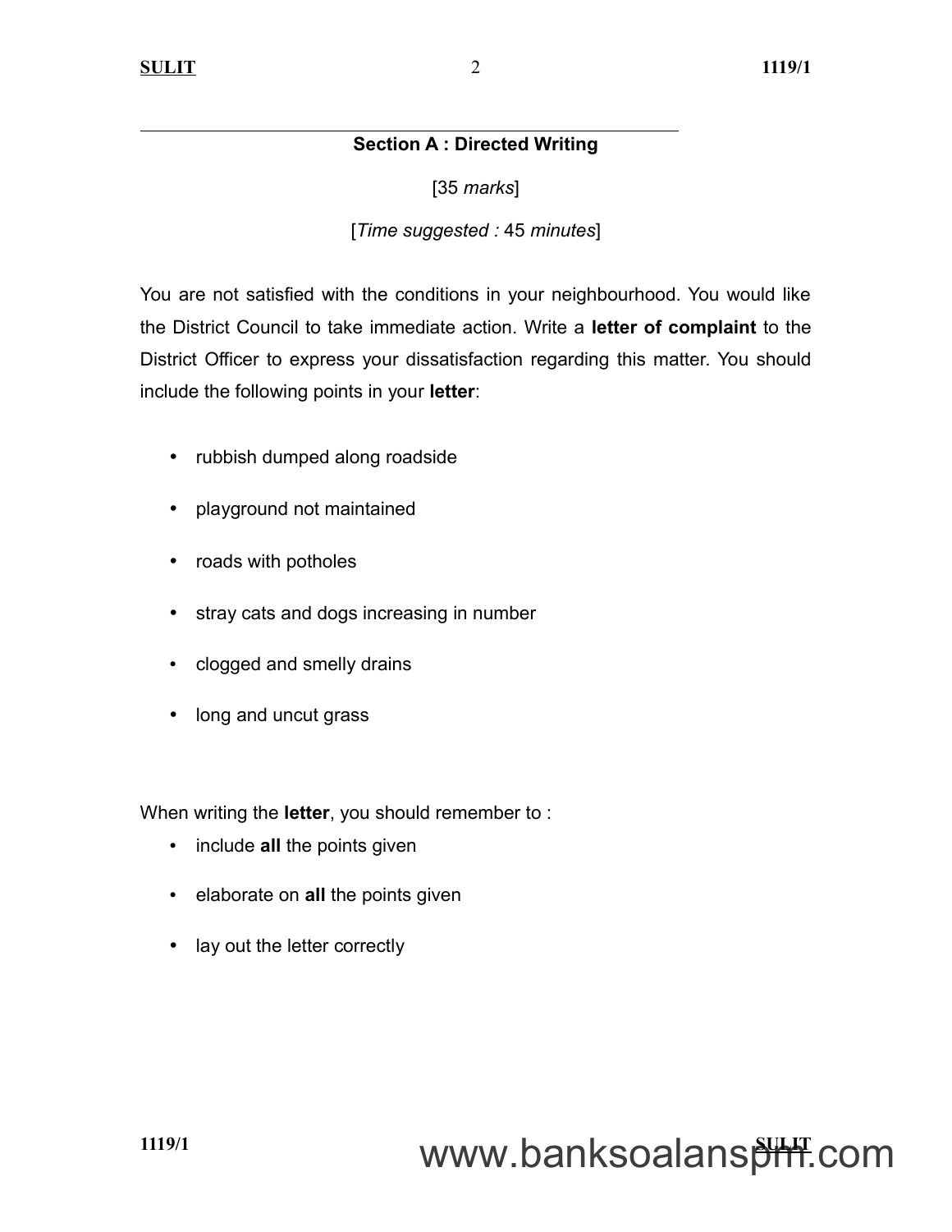## Section A : Directed Writing

[35 *marks*]

[*Time suggested :* 45 *minutes*]

You are not satisfied with the conditions in your neighbourhood. You would like the District Council to take immediate action. Write a **letter of complaint** to the District Officer to express your dissatisfaction regarding this matter. You should include the following points in your **letter**:

- rubbish dumped along roadside
- playground not maintained
- roads with potholes
- stray cats and dogs increasing in number
- clogged and smelly drains
- long and uncut grass

When writing the **letter**, you should remember to :

- include **all** the points given
- elaborate on **all** the points given
- lay out the letter correctly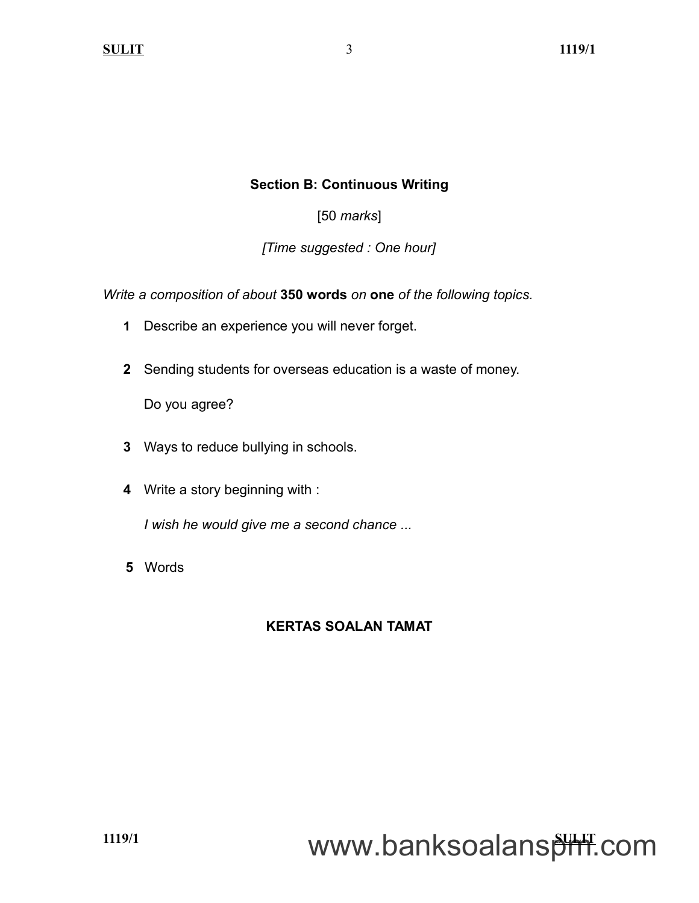## Section B: Continuous Writing

[50 *marks*]

*[Time suggested : One hour]*

*Write a composition of about* **350 words** *on* **one** *of the following topics.*

**1** Describe an experience you will never forget.

**2** Sending students for overseas education is a waste of money.

Do you agree?

**3** Ways to reduce bullying in schools.

**4** Write a story beginning with :

*I wish he would give me a second chance ...*

**5** Words

**KERTAS SOALAN TAMAT**

www.banksoalanspm.com